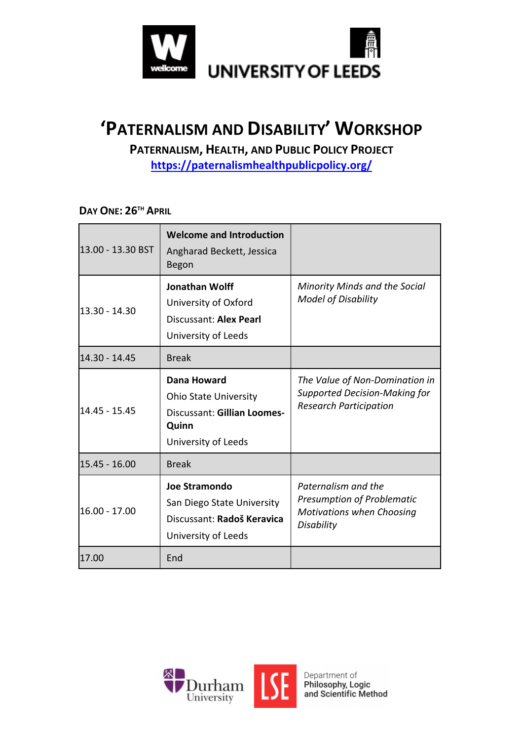# 'Paternalism and Disability' Workshop

## Paternalism, Health, and Public Policy Project

https://paternalismhealthpublicpolicy.org/

### Day One: 26th April

| Time | Speaker | Title |
|---|---|---|
| 13.00 - 13.30 BST | **Welcome and Introduction** Angharad Beckett, Jessica Begon | |
| 13.30 - 14.30 | **Jonathan Wolff** University of Oxford Discussant: **Alex Pearl** University of Leeds | *Minority Minds and the Social Model of Disability* |
| 14.30 - 14.45 | Break | |
| 14.45 - 15.45 | **Dana Howard** Ohio State University Discussant: **Gillian Loomes-Quinn** University of Leeds | *The Value of Non-Domination in Supported Decision-Making for Research Participation* |
| 15.45 - 16.00 | Break | |
| 16.00 - 17.00 | **Joe Stramondo** San Diego State University Discussant: **Radoš Keravica** University of Leeds | *Paternalism and the Presumption of Problematic Motivations when Choosing Disability* |
| 17.00 | End | |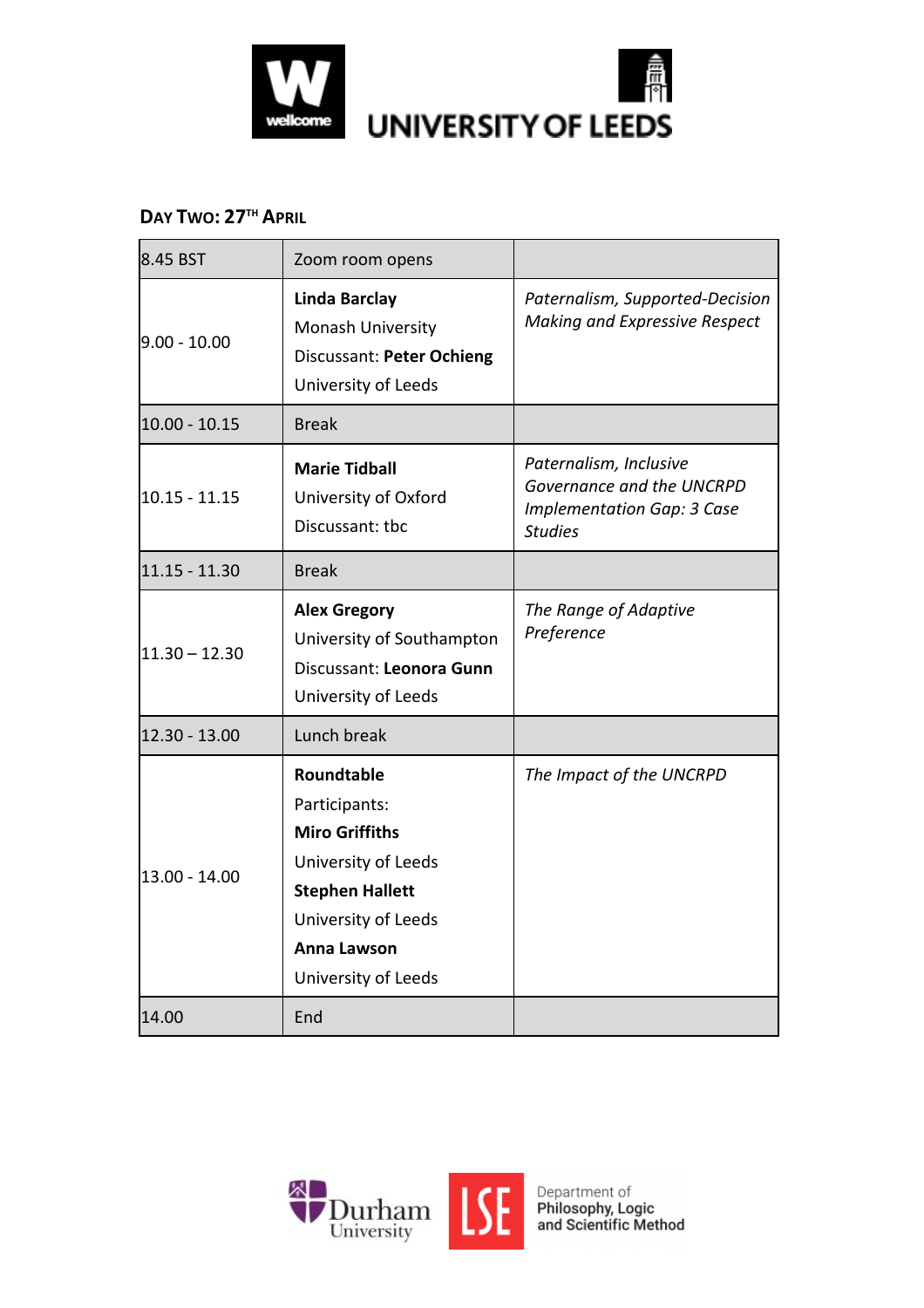## Day Two: 27[th] April

| | | |
|---|---|---|
| 8.45 BST | Zoom room opens | |
| 9.00 - 10.00 | **Linda Barclay**<br>Monash University<br>Discussant: **Peter Ochieng**<br>University of Leeds | *Paternalism, Supported-Decision Making and Expressive Respect* |
| 10.00 - 10.15 | Break | |
| 10.15 - 11.15 | **Marie Tidball**<br>University of Oxford<br>Discussant: tbc | *Paternalism, Inclusive Governance and the UNCRPD Implementation Gap: 3 Case Studies* |
| 11.15 - 11.30 | Break | |
| 11.30 – 12.30 | **Alex Gregory**<br>University of Southampton<br>Discussant: **Leonora Gunn**<br>University of Leeds | *The Range of Adaptive Preference* |
| 12.30 - 13.00 | Lunch break | |
| 13.00 - 14.00 | **Roundtable**<br>Participants:<br>**Miro Griffiths**<br>University of Leeds<br>**Stephen Hallett**<br>University of Leeds<br>**Anna Lawson**<br>University of Leeds | *The Impact of the UNCRPD* |
| 14.00 | End | |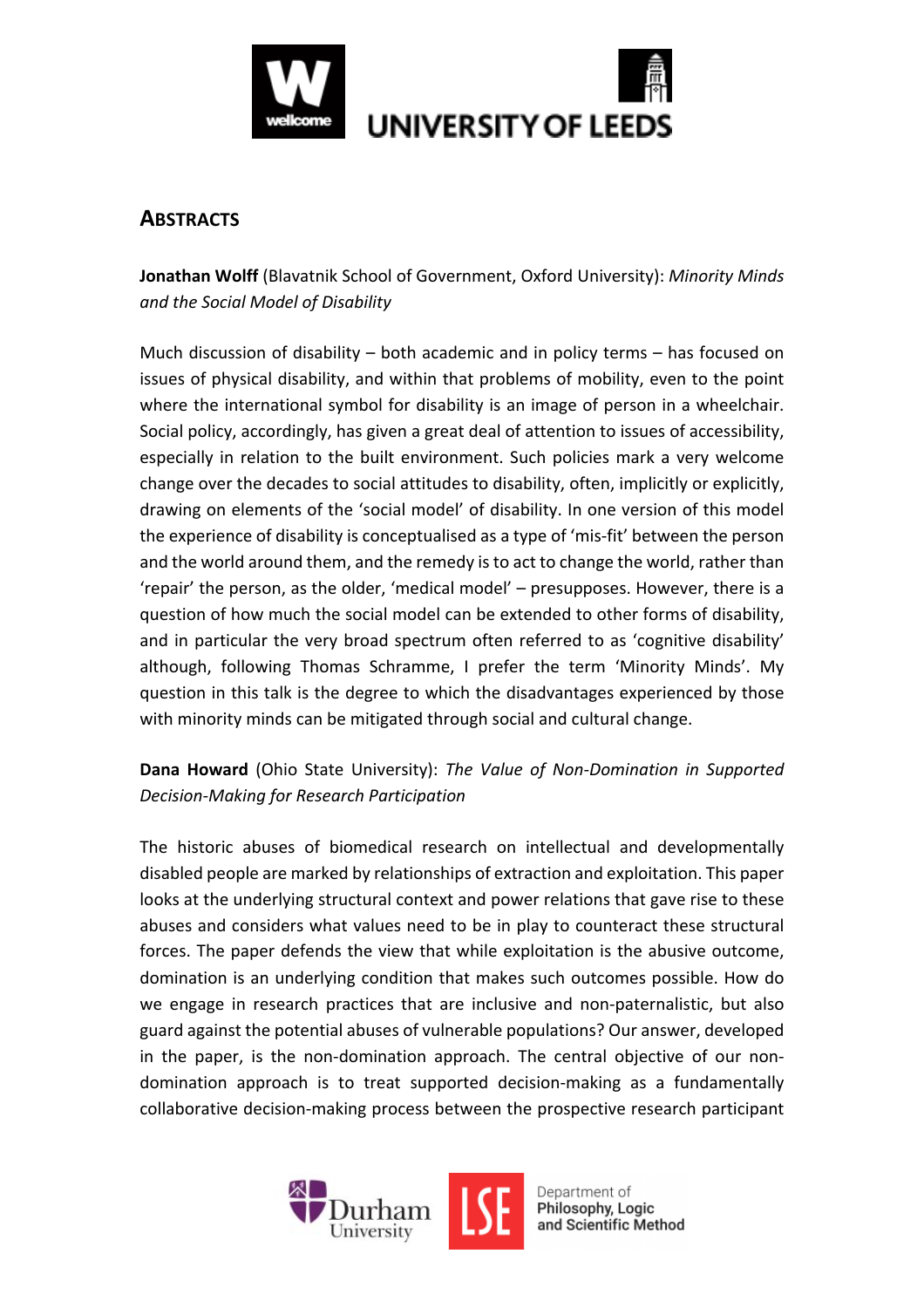## ABSTRACTS

**Jonathan Wolff** (Blavatnik School of Government, Oxford University): *Minority Minds and the Social Model of Disability*

Much discussion of disability – both academic and in policy terms – has focused on issues of physical disability, and within that problems of mobility, even to the point where the international symbol for disability is an image of person in a wheelchair. Social policy, accordingly, has given a great deal of attention to issues of accessibility, especially in relation to the built environment. Such policies mark a very welcome change over the decades to social attitudes to disability, often, implicitly or explicitly, drawing on elements of the 'social model' of disability. In one version of this model the experience of disability is conceptualised as a type of 'mis-fit' between the person and the world around them, and the remedy is to act to change the world, rather than 'repair' the person, as the older, 'medical model' – presupposes. However, there is a question of how much the social model can be extended to other forms of disability, and in particular the very broad spectrum often referred to as 'cognitive disability' although, following Thomas Schramme, I prefer the term 'Minority Minds'. My question in this talk is the degree to which the disadvantages experienced by those with minority minds can be mitigated through social and cultural change.

**Dana Howard** (Ohio State University): *The Value of Non-Domination in Supported Decision-Making for Research Participation*

The historic abuses of biomedical research on intellectual and developmentally disabled people are marked by relationships of extraction and exploitation. This paper looks at the underlying structural context and power relations that gave rise to these abuses and considers what values need to be in play to counteract these structural forces. The paper defends the view that while exploitation is the abusive outcome, domination is an underlying condition that makes such outcomes possible. How do we engage in research practices that are inclusive and non-paternalistic, but also guard against the potential abuses of vulnerable populations? Our answer, developed in the paper, is the non-domination approach. The central objective of our non-domination approach is to treat supported decision-making as a fundamentally collaborative decision-making process between the prospective research participant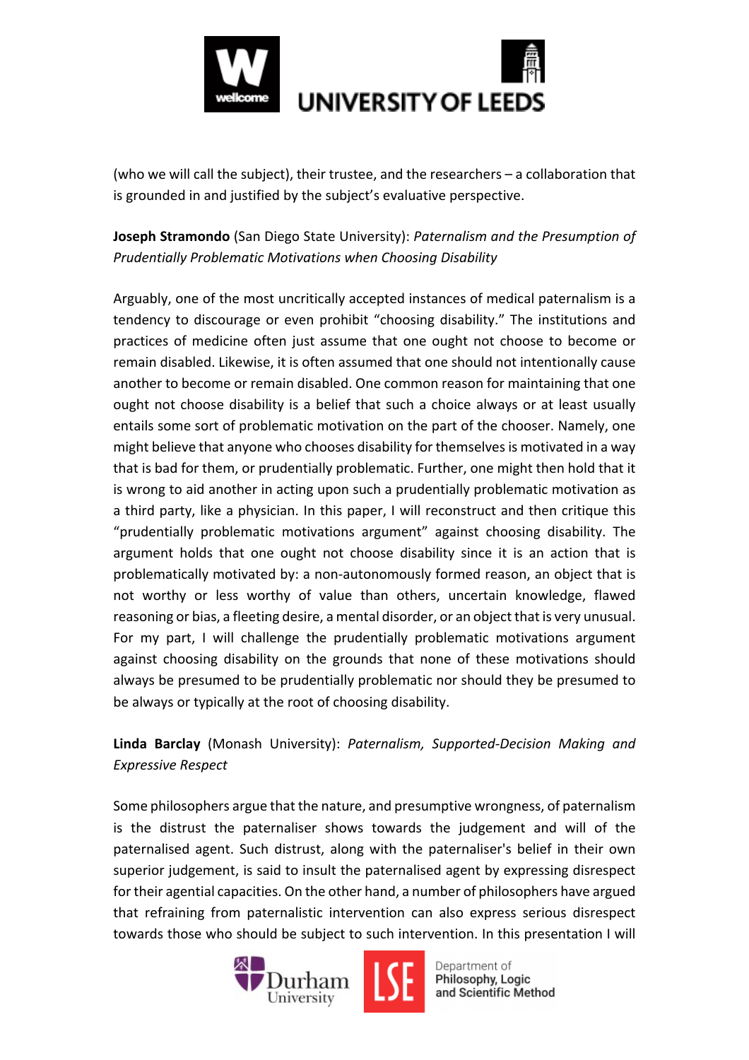(who we will call the subject), their trustee, and the researchers – a collaboration that is grounded in and justified by the subject's evaluative perspective.

**Joseph Stramondo** (San Diego State University): *Paternalism and the Presumption of Prudentially Problematic Motivations when Choosing Disability*

Arguably, one of the most uncritically accepted instances of medical paternalism is a tendency to discourage or even prohibit "choosing disability." The institutions and practices of medicine often just assume that one ought not choose to become or remain disabled. Likewise, it is often assumed that one should not intentionally cause another to become or remain disabled. One common reason for maintaining that one ought not choose disability is a belief that such a choice always or at least usually entails some sort of problematic motivation on the part of the chooser. Namely, one might believe that anyone who chooses disability for themselves is motivated in a way that is bad for them, or prudentially problematic. Further, one might then hold that it is wrong to aid another in acting upon such a prudentially problematic motivation as a third party, like a physician. In this paper, I will reconstruct and then critique this "prudentially problematic motivations argument" against choosing disability. The argument holds that one ought not choose disability since it is an action that is problematically motivated by: a non-autonomously formed reason, an object that is not worthy or less worthy of value than others, uncertain knowledge, flawed reasoning or bias, a fleeting desire, a mental disorder, or an object that is very unusual. For my part, I will challenge the prudentially problematic motivations argument against choosing disability on the grounds that none of these motivations should always be presumed to be prudentially problematic nor should they be presumed to be always or typically at the root of choosing disability.

**Linda Barclay** (Monash University): *Paternalism, Supported-Decision Making and Expressive Respect*

Some philosophers argue that the nature, and presumptive wrongness, of paternalism is the distrust the paternaliser shows towards the judgement and will of the paternalised agent. Such distrust, along with the paternaliser's belief in their own superior judgement, is said to insult the paternalised agent by expressing disrespect for their agential capacities. On the other hand, a number of philosophers have argued that refraining from paternalistic intervention can also express serious disrespect towards those who should be subject to such intervention. In this presentation I will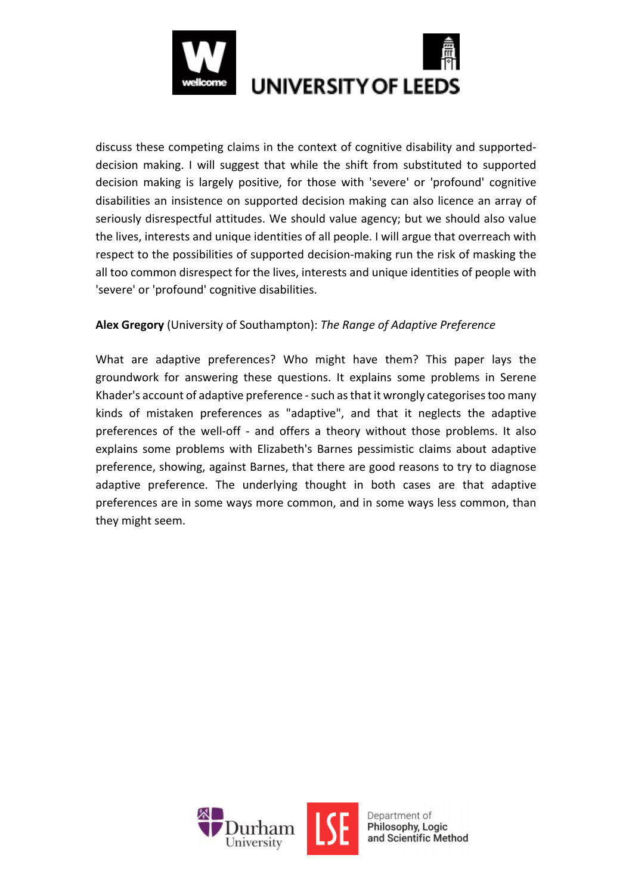discuss these competing claims in the context of cognitive disability and supported-decision making. I will suggest that while the shift from substituted to supported decision making is largely positive, for those with 'severe' or 'profound' cognitive disabilities an insistence on supported decision making can also licence an array of seriously disrespectful attitudes. We should value agency; but we should also value the lives, interests and unique identities of all people. I will argue that overreach with respect to the possibilities of supported decision-making run the risk of masking the all too common disrespect for the lives, interests and unique identities of people with 'severe' or 'profound' cognitive disabilities.

**Alex Gregory** (University of Southampton): *The Range of Adaptive Preference*

What are adaptive preferences? Who might have them? This paper lays the groundwork for answering these questions. It explains some problems in Serene Khader's account of adaptive preference - such as that it wrongly categorises too many kinds of mistaken preferences as "adaptive", and that it neglects the adaptive preferences of the well-off - and offers a theory without those problems. It also explains some problems with Elizabeth's Barnes pessimistic claims about adaptive preference, showing, against Barnes, that there are good reasons to try to diagnose adaptive preference. The underlying thought in both cases are that adaptive preferences are in some ways more common, and in some ways less common, than they might seem.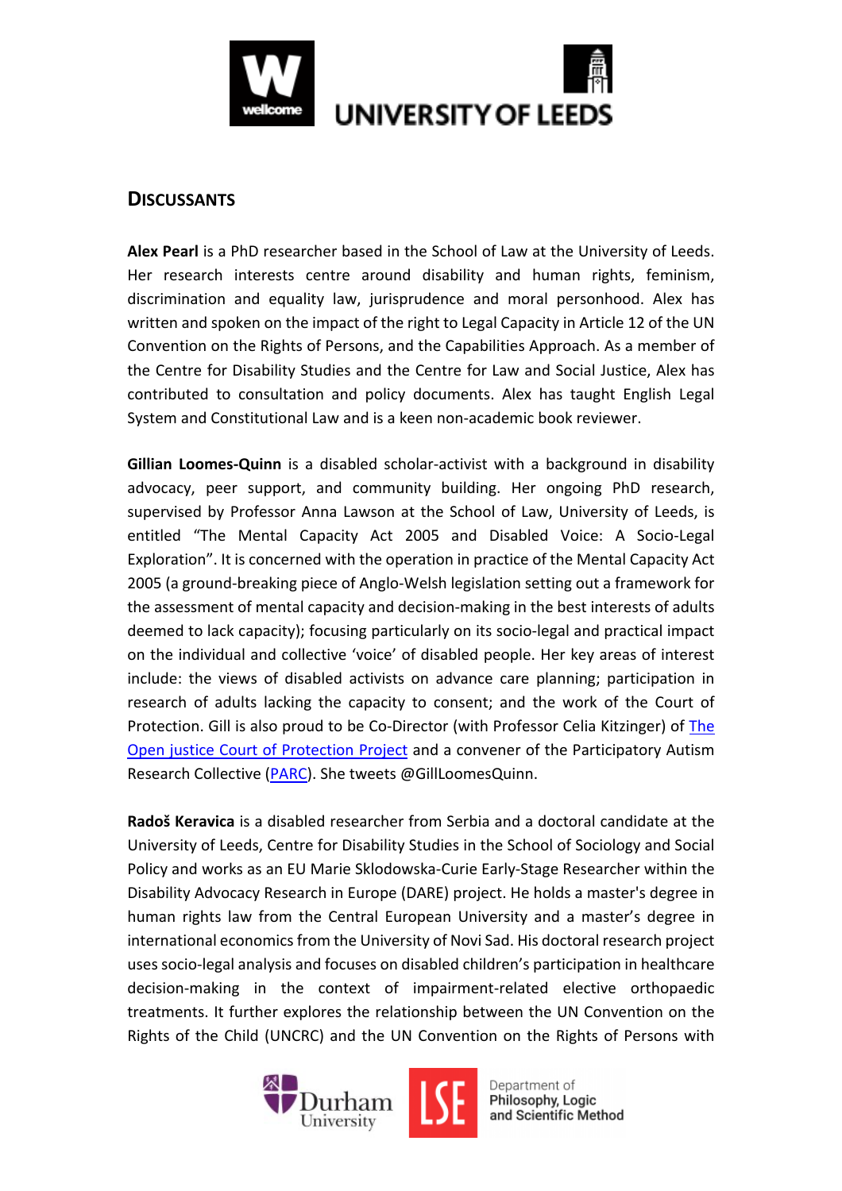## Discussants

**Alex Pearl** is a PhD researcher based in the School of Law at the University of Leeds. Her research interests centre around disability and human rights, feminism, discrimination and equality law, jurisprudence and moral personhood. Alex has written and spoken on the impact of the right to Legal Capacity in Article 12 of the UN Convention on the Rights of Persons, and the Capabilities Approach. As a member of the Centre for Disability Studies and the Centre for Law and Social Justice, Alex has contributed to consultation and policy documents. Alex has taught English Legal System and Constitutional Law and is a keen non-academic book reviewer.

**Gillian Loomes-Quinn** is a disabled scholar-activist with a background in disability advocacy, peer support, and community building. Her ongoing PhD research, supervised by Professor Anna Lawson at the School of Law, University of Leeds, is entitled "The Mental Capacity Act 2005 and Disabled Voice: A Socio-Legal Exploration". It is concerned with the operation in practice of the Mental Capacity Act 2005 (a ground-breaking piece of Anglo-Welsh legislation setting out a framework for the assessment of mental capacity and decision-making in the best interests of adults deemed to lack capacity); focusing particularly on its socio-legal and practical impact on the individual and collective 'voice' of disabled people. Her key areas of interest include: the views of disabled activists on advance care planning; participation in research of adults lacking the capacity to consent; and the work of the Court of Protection. Gill is also proud to be Co-Director (with Professor Celia Kitzinger) of The Open justice Court of Protection Project and a convener of the Participatory Autism Research Collective (PARC). She tweets @GillLoomesQuinn.

**Radoš Keravica** is a disabled researcher from Serbia and a doctoral candidate at the University of Leeds, Centre for Disability Studies in the School of Sociology and Social Policy and works as an EU Marie Sklodowska-Curie Early-Stage Researcher within the Disability Advocacy Research in Europe (DARE) project. He holds a master's degree in human rights law from the Central European University and a master's degree in international economics from the University of Novi Sad. His doctoral research project uses socio-legal analysis and focuses on disabled children's participation in healthcare decision-making in the context of impairment-related elective orthopaedic treatments. It further explores the relationship between the UN Convention on the Rights of the Child (UNCRC) and the UN Convention on the Rights of Persons with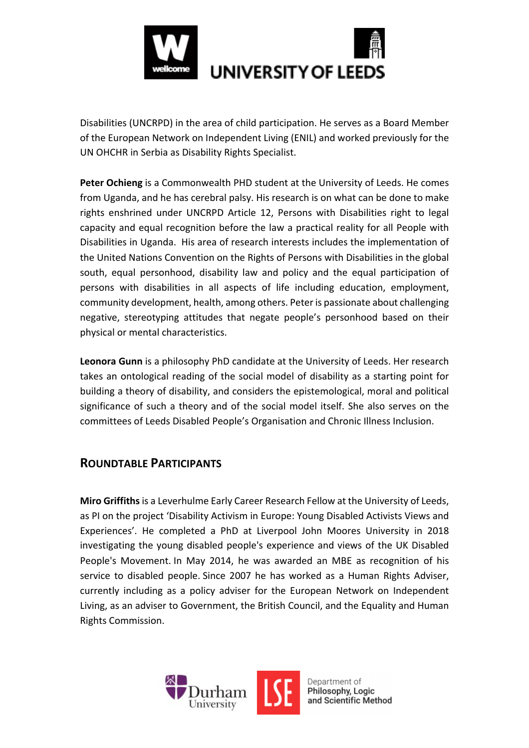Disabilities (UNCRPD) in the area of child participation. He serves as a Board Member of the European Network on Independent Living (ENIL) and worked previously for the UN OHCHR in Serbia as Disability Rights Specialist.

**Peter Ochieng** is a Commonwealth PHD student at the University of Leeds. He comes from Uganda, and he has cerebral palsy. His research is on what can be done to make rights enshrined under UNCRPD Article 12, Persons with Disabilities right to legal capacity and equal recognition before the law a practical reality for all People with Disabilities in Uganda. His area of research interests includes the implementation of the United Nations Convention on the Rights of Persons with Disabilities in the global south, equal personhood, disability law and policy and the equal participation of persons with disabilities in all aspects of life including education, employment, community development, health, among others. Peter is passionate about challenging negative, stereotyping attitudes that negate people's personhood based on their physical or mental characteristics.

**Leonora Gunn** is a philosophy PhD candidate at the University of Leeds. Her research takes an ontological reading of the social model of disability as a starting point for building a theory of disability, and considers the epistemological, moral and political significance of such a theory and of the social model itself. She also serves on the committees of Leeds Disabled People's Organisation and Chronic Illness Inclusion.

## Roundtable Participants

**Miro Griffiths** is a Leverhulme Early Career Research Fellow at the University of Leeds, as PI on the project 'Disability Activism in Europe: Young Disabled Activists Views and Experiences'. He completed a PhD at Liverpool John Moores University in 2018 investigating the young disabled people's experience and views of the UK Disabled People's Movement. In May 2014, he was awarded an MBE as recognition of his service to disabled people. Since 2007 he has worked as a Human Rights Adviser, currently including as a policy adviser for the European Network on Independent Living, as an adviser to Government, the British Council, and the Equality and Human Rights Commission.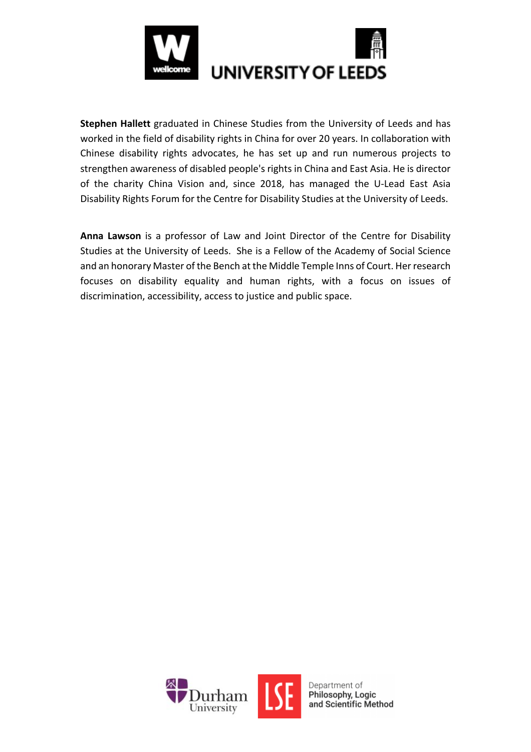**Stephen Hallett** graduated in Chinese Studies from the University of Leeds and has worked in the field of disability rights in China for over 20 years. In collaboration with Chinese disability rights advocates, he has set up and run numerous projects to strengthen awareness of disabled people's rights in China and East Asia. He is director of the charity China Vision and, since 2018, has managed the U-Lead East Asia Disability Rights Forum for the Centre for Disability Studies at the University of Leeds.

**Anna Lawson** is a professor of Law and Joint Director of the Centre for Disability Studies at the University of Leeds. She is a Fellow of the Academy of Social Science and an honorary Master of the Bench at the Middle Temple Inns of Court. Her research focuses on disability equality and human rights, with a focus on issues of discrimination, accessibility, access to justice and public space.